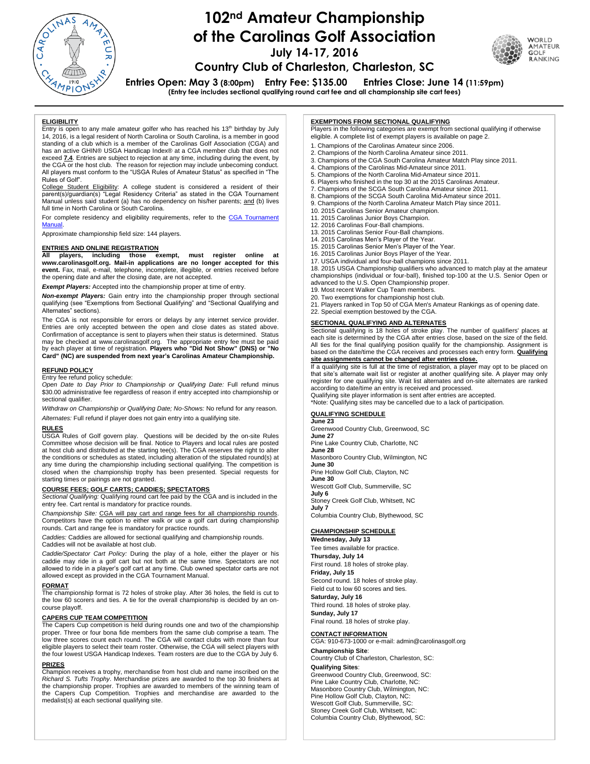# 102nd Amateur Championship of the Carolinas Golf Association

## July 14-17, 2016

## Country Club of Charleston, Charleston, SC

**Entries Open: May 3 (8:00pm) Entry Fee: $135.00 Entries Close: June 14 (11:59pm)**

**(Entry fee includes sectional qualifying round cart fee and all championship site cart fees)**

### ELIGIBILITY

Entry is open to any male amateur golfer who has reached his 13th birthday by July 14, 2016, is a legal resident of North Carolina or South Carolina, is a member in good standing of a club which is a member of the Carolinas Golf Association (CGA) and has an active GHIN® USGA Handicap Index® at a CGA member club that does not exceed **7.4**. Entries are subject to rejection at any time, including during the event, by the CGA or the host club. The reason for rejection may include unbecoming conduct. All players must conform to the "USGA Rules of Amateur Status" as specified in "The Rules of Golf".

College Student Eligibility: A college student is considered a resident of their parent(s)/guardian(s) "Legal Residency Criteria" as stated in the CGA Tournament Manual unless said student (a) has no dependency on his/her parents; and (b) lives full time in North Carolina or South Carolina.

For complete residency and eligibility requirements, refer to the CGA Tournament Manual.

Approximate championship field size: 144 players.

### ENTRIES AND ONLINE REGISTRATION

**All players, including those exempt, must register online at www.carolinasgolf.org. Mail-in applications are no longer accepted for this event.** Fax, mail, e-mail, telephone, incomplete, illegible, or entries received before the opening date and after the closing date, are not accepted.

***Exempt Players:*** Accepted into the championship proper at time of entry.

***Non-exempt Players:*** Gain entry into the championship proper through sectional qualifying (see "Exemptions from Sectional Qualifying" and "Sectional Qualifying and Alternates" sections).

The CGA is not responsible for errors or delays by any internet service provider. Entries are only accepted between the open and close dates as stated above. Confirmation of acceptance is sent to players when their status is determined. Status may be checked at www.carolinasgolf.org. The appropriate entry fee must be paid by each player at time of registration. **Players who "Did Not Show" (DNS) or "No Card" (NC) are suspended from next year's Carolinas Amateur Championship.**

### REFUND POLICY

Entry fee refund policy schedule:

*Open Date to Day Prior to Championship or Qualifying Date:* Full refund minus $30.00 administrative fee regardless of reason if entry accepted into championship or sectional qualifier.

*Withdraw on Championship or Qualifying Date; No-Shows:* No refund for any reason.

*Alternates:* Full refund if player does not gain entry into a qualifying site.

### RULES

USGA Rules of Golf govern play. Questions will be decided by the on-site Rules Committee whose decision will be final. Notice to Players and local rules are posted at host club and distributed at the starting tee(s). The CGA reserves the right to alter the conditions or schedules as stated, including alteration of the stipulated round(s) at any time during the championship including sectional qualifying. The competition is closed when the championship trophy has been presented. Special requests for starting times or pairings are not granted.

### COURSE FEES; GOLF CARTS; CADDIES; SPECTATORS

*Sectional Qualifying:* Qualifying round cart fee paid by the CGA and is included in the entry fee. Cart rental is mandatory for practice rounds.

*Championship Site:* CGA will pay cart and range fees for all championship rounds. Competitors have the option to either walk or use a golf cart during championship rounds. Cart and range fee is mandatory for practice rounds.

*Caddies:* Caddies are allowed for sectional qualifying and championship rounds. Caddies will not be available at host club.

*Caddie/Spectator Cart Policy:* During the play of a hole, either the player or his caddie may ride in a golf cart but not both at the same time. Spectators are not allowed to ride in a player's golf cart at any time. Club owned spectator carts are not allowed except as provided in the CGA Tournament Manual.

### FORMAT

The championship format is 72 holes of stroke play. After 36 holes, the field is cut to the low 60 scorers and ties. A tie for the overall championship is decided by an on-course playoff.

### CAPERS CUP TEAM COMPETITION

The Capers Cup competition is held during rounds one and two of the championship proper. Three or four bona fide members from the same club comprise a team. The low three scores count each round. The CGA will contact clubs with more than four eligible players to select their team roster. Otherwise, the CGA will select players with the four lowest USGA Handicap Indexes. Team rosters are due to the CGA by July 6.

### PRIZES

Champion receives a trophy, merchandise from host club and name inscribed on the *Richard S. Tufts Trophy*. Merchandise prizes are awarded to the top 30 finishers at the championship proper. Trophies are awarded to members of the winning team of the Capers Cup Competition. Trophies and merchandise are awarded to the medalist(s) at each sectional qualifying site.

### EXEMPTIONS FROM SECTIONAL QUALIFYING

Players in the following categories are exempt from sectional qualifying if otherwise eligible. A complete list of exempt players is available on page 2.

1. Champions of the Carolinas Amateur since 2006.
2. Champions of the North Carolina Amateur since 2011.
3. Champions of the CGA South Carolina Amateur Match Play since 2011.
4. Champions of the Carolinas Mid-Amateur since 2011.
5. Champions of the North Carolina Mid-Amateur since 2011.
6. Players who finished in the top 30 at the 2015 Carolinas Amateur.
7. Champions of the SCGA South Carolina Amateur since 2011.
8. Champions of the SCGA South Carolina Mid-Amateur since 2011.
9. Champions of the North Carolina Amateur Match Play since 2011.
10. 2015 Carolinas Senior Amateur champion.
11. 2015 Carolinas Junior Boys Champion.
12. 2016 Carolinas Four-Ball champions.
13. 2015 Carolinas Senior Four-Ball champions.
14. 2015 Carolinas Men's Player of the Year.
15. 2015 Carolinas Senior Men's Player of the Year.
16. 2015 Carolinas Junior Boys Player of the Year.
17. USGA individual and four-ball champions since 2011.
18. 2015 USGA Championship qualifiers who advanced to match play at the amateur championships (individual or four-ball), finished top-100 at the U.S. Senior Open or advanced to the U.S. Open Championship proper.
19. Most recent Walker Cup Team members.
20. Two exemptions for championship host club.
21. Players ranked in Top 50 of CGA Men's Amateur Rankings as of opening date.
22. Special exemption bestowed by the CGA.

### SECTIONAL QUALIFYING AND ALTERNATES

Sectional qualifying is 18 holes of stroke play. The number of qualifiers' places at each site is determined by the CGA after entries close, based on the size of the field. All ties for the final qualifying position qualify for the championship. Assignment is based on the date/time the CGA receives and processes each entry form. **Qualifying site assignments cannot be changed after entries close.**

If a qualifying site is full at the time of registration, a player may opt to be placed on that site's alternate wait list or register at another qualifying site. A player may only register for one qualifying site. Wait list alternates and on-site alternates are ranked according to date/time an entry is received and processed.

Qualifying site player information is sent after entries are accepted.

*Note: Qualifying sites may be cancelled due to a lack of participation.

### QUALIFYING SCHEDULE

**June 23**
Greenwood Country Club, Greenwood, SC

**June 27**
Pine Lake Country Club, Charlotte, NC

**June 28**
Masonboro Country Club, Wilmington, NC

**June 30**
Pine Hollow Golf Club, Clayton, NC

**June 30**
Wescott Golf Club, Summerville, SC

**July 6**
Stoney Creek Golf Club, Whitsett, NC

**July 7**
Columbia Country Club, Blythewood, SC

### CHAMPIONSHIP SCHEDULE

**Wednesday, July 13**
Tee times available for practice.

**Thursday, July 14**
First round. 18 holes of stroke play.

**Friday, July 15**
Second round. 18 holes of stroke play.
Field cut to low 60 scores and ties.

**Saturday, July 16**
Third round. 18 holes of stroke play.

**Sunday, July 17**
Final round. 18 holes of stroke play.

### CONTACT INFORMATION

CGA: 910-673-1000 or e-mail: admin@carolinasgolf.org

**Championship Site**:
Country Club of Charleston, Charleston, SC:

**Qualifying Sites**:
Greenwood Country Club, Greenwood, SC:
Pine Lake Country Club, Charlotte, NC:
Masonboro Country Club, Wilmington, NC:
Pine Hollow Golf Club, Clayton, NC:
Wescott Golf Club, Summerville, SC:
Stoney Creek Golf Club, Whitsett, NC:
Columbia Country Club, Blythewood, SC: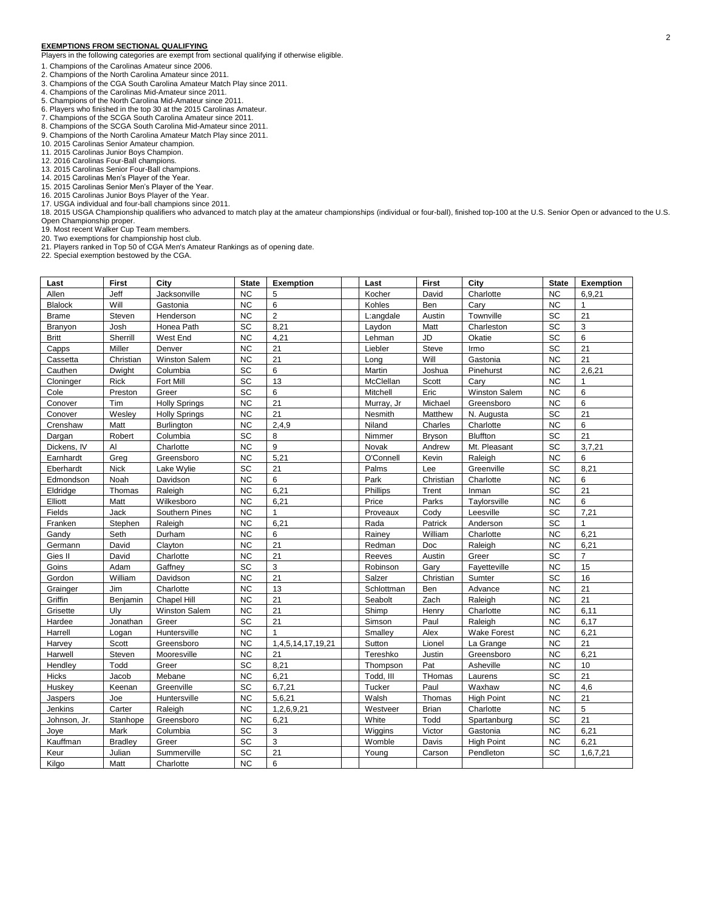**EXEMPTIONS FROM SECTIONAL QUALIFYING**

Players in the following categories are exempt from sectional qualifying if otherwise eligible.

1. Champions of the Carolinas Amateur since 2006.
2. Champions of the North Carolina Amateur since 2011.
3. Champions of the CGA South Carolina Amateur Match Play since 2011.
4. Champions of the Carolinas Mid-Amateur since 2011.
5. Champions of the North Carolina Mid-Amateur since 2011.
6. Players who finished in the top 30 at the 2015 Carolinas Amateur.
7. Champions of the SCGA South Carolina Amateur since 2011.
8. Champions of the SCGA South Carolina Mid-Amateur since 2011.
9. Champions of the North Carolina Amateur Match Play since 2011.
10. 2015 Carolinas Senior Amateur champion.
11. 2015 Carolinas Junior Boys Champion.
12. 2016 Carolinas Four-Ball champions.
13. 2015 Carolinas Senior Four-Ball champions.
14. 2015 Carolinas Men's Player of the Year.
15. 2015 Carolinas Senior Men's Player of the Year.
16. 2015 Carolinas Junior Boys Player of the Year.
17. USGA individual and four-ball champions since 2011.
18. 2015 USGA Championship qualifiers who advanced to match play at the amateur championships (individual or four-ball), finished top-100 at the U.S. Senior Open or advanced to the U.S. Open Championship proper.
19. Most recent Walker Cup Team members.
20. Two exemptions for championship host club.
21. Players ranked in Top 50 of CGA Men's Amateur Rankings as of opening date.
22. Special exemption bestowed by the CGA.

| Last | First | City | State | Exemption |
|---|---|---|---|---|
| Allen | Jeff | Jacksonville | NC | 5 |
| Blalock | Will | Gastonia | NC | 6 |
| Brame | Steven | Henderson | NC | 2 |
| Branyon | Josh | Honea Path | SC | 8,21 |
| Britt | Sherrill | West End | NC | 4,21 |
| Capps | Miller | Denver | NC | 21 |
| Cassetta | Christian | Winston Salem | NC | 21 |
| Cauthen | Dwight | Columbia | SC | 6 |
| Cloninger | Rick | Fort Mill | SC | 13 |
| Cole | Preston | Greer | SC | 6 |
| Conover | Tim | Holly Springs | NC | 21 |
| Conover | Wesley | Holly Springs | NC | 21 |
| Crenshaw | Matt | Burlington | NC | 2,4,9 |
| Dargan | Robert | Columbia | SC | 8 |
| Dickens, IV | Al | Charlotte | NC | 9 |
| Earnhardt | Greg | Greensboro | NC | 5,21 |
| Eberhardt | Nick | Lake Wylie | SC | 21 |
| Edmondson | Noah | Davidson | NC | 6 |
| Eldridge | Thomas | Raleigh | NC | 6,21 |
| Elliott | Matt | Wilkesboro | NC | 6,21 |
| Fields | Jack | Southern Pines | NC | 1 |
| Franken | Stephen | Raleigh | NC | 6,21 |
| Gandy | Seth | Durham | NC | 6 |
| Germann | David | Clayton | NC | 21 |
| Gies II | David | Charlotte | NC | 21 |
| Goins | Adam | Gaffney | SC | 3 |
| Gordon | William | Davidson | NC | 21 |
| Grainger | Jim | Charlotte | NC | 13 |
| Griffin | Benjamin | Chapel Hill | NC | 21 |
| Grisette | Uly | Winston Salem | NC | 21 |
| Hardee | Jonathan | Greer | SC | 21 |
| Harrell | Logan | Huntersville | NC | 1 |
| Harvey | Scott | Greensboro | NC | 1,4,5,14,17,19,21 |
| Harwell | Steven | Mooresville | NC | 21 |
| Hendley | Todd | Greer | SC | 8,21 |
| Hicks | Jacob | Mebane | NC | 6,21 |
| Huskey | Keenan | Greenville | SC | 6,7,21 |
| Jaspers | Joe | Huntersville | NC | 5,6,21 |
| Jenkins | Carter | Raleigh | NC | 1,2,6,9,21 |
| Johnson, Jr. | Stanhope | Greensboro | NC | 6,21 |
| Joye | Mark | Columbia | SC | 3 |
| Kauffman | Bradley | Greer | SC | 3 |
| Keur | Julian | Summerville | SC | 21 |
| Kilgo | Matt | Charlotte | NC | 6 |
| Kocher | David | Charlotte | NC | 6,9,21 |
| Kohles | Ben | Cary | NC | 1 |
| L:angdale | Austin | Townville | SC | 21 |
| Laydon | Matt | Charleston | SC | 3 |
| Lehman | JD | Okatie | SC | 6 |
| Liebler | Steve | Irmo | SC | 21 |
| Long | Will | Gastonia | NC | 21 |
| Martin | Joshua | Pinehurst | NC | 2,6,21 |
| McClellan | Scott | Cary | NC | 1 |
| Mitchell | Eric | Winston Salem | NC | 6 |
| Murray, Jr | Michael | Greensboro | NC | 6 |
| Nesmith | Matthew | N. Augusta | SC | 21 |
| Niland | Charles | Charlotte | NC | 6 |
| Nimmer | Bryson | Bluffton | SC | 21 |
| Novak | Andrew | Mt. Pleasant | SC | 3,7,21 |
| O'Connell | Kevin | Raleigh | NC | 6 |
| Palms | Lee | Greenville | SC | 8,21 |
| Park | Christian | Charlotte | NC | 6 |
| Phillips | Trent | Inman | SC | 21 |
| Price | Parks | Taylorsville | NC | 6 |
| Proveaux | Cody | Leesville | SC | 7,21 |
| Rada | Patrick | Anderson | SC | 1 |
| Rainey | William | Charlotte | NC | 6,21 |
| Redman | Doc | Raleigh | NC | 6,21 |
| Reeves | Austin | Greer | SC | 7 |
| Robinson | Gary | Fayetteville | NC | 15 |
| Salzer | Christian | Sumter | SC | 16 |
| Schlottman | Ben | Advance | NC | 21 |
| Seabolt | Zach | Raleigh | NC | 21 |
| Shimp | Henry | Charlotte | NC | 6,11 |
| Simson | Paul | Raleigh | NC | 6,17 |
| Smalley | Alex | Wake Forest | NC | 6,21 |
| Sutton | Lionel | La Grange | NC | 21 |
| Tereshko | Justin | Greensboro | NC | 6,21 |
| Thompson | Pat | Asheville | NC | 10 |
| Todd, III | THomas | Laurens | SC | 21 |
| Tucker | Paul | Waxhaw | NC | 4,6 |
| Walsh | Thomas | High Point | NC | 21 |
| Westveer | Brian | Charlotte | NC | 5 |
| White | Todd | Spartanburg | SC | 21 |
| Wiggins | Victor | Gastonia | NC | 6,21 |
| Womble | Davis | High Point | NC | 6,21 |
| Young | Carson | Pendleton | SC | 1,6,7,21 |